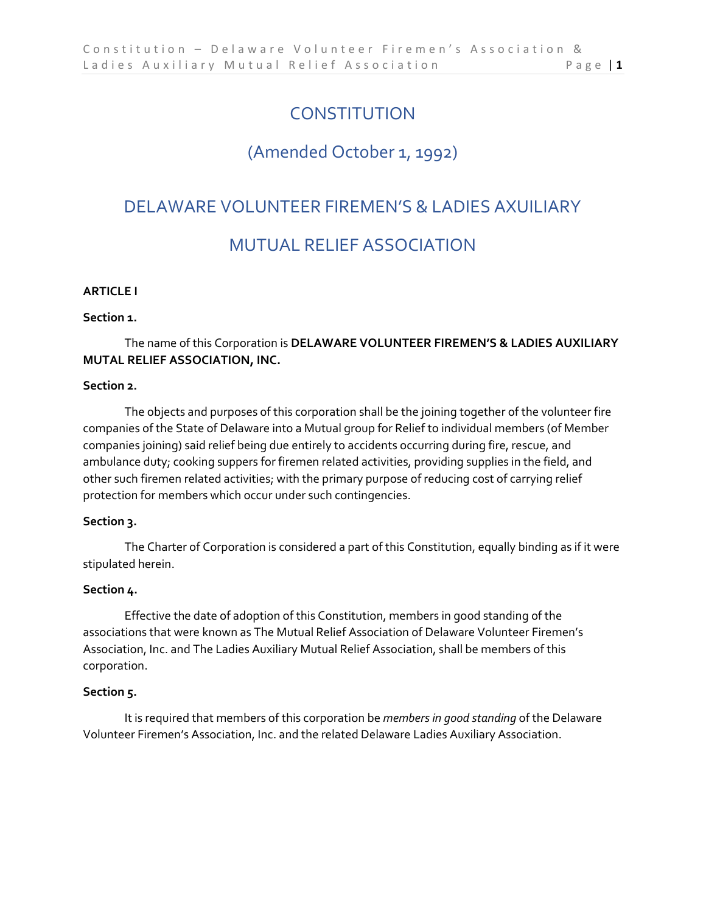# CONSTITUTION

## (Amended October 1, 1992)

# DELAWARE VOLUNTEER FIREMEN'S & LADIES AXUILIARY

# MUTUAL RELIEF ASSOCIATION

**ARTICLE I**

**Section 1.**

The name of this Corporation is **DELAWARE VOLUNTEER FIREMEN'S & LADIES AUXILIARY MUTAL RELIEF ASSOCIATION, INC.**

**Section 2.**

The objects and purposes of this corporation shall be the joining together of the volunteer fire companies of the State of Delaware into a Mutual group for Relief to individual members (of Member companies joining) said relief being due entirely to accidents occurring during fire, rescue, and ambulance duty; cooking suppers for firemen related activities, providing supplies in the field, and other such firemen related activities; with the primary purpose of reducing cost of carrying relief protection for members which occur under such contingencies.

**Section 3.**

The Charter of Corporation is considered a part of this Constitution, equally binding as if it were stipulated herein.

**Section 4.**

Effective the date of adoption of this Constitution, members in good standing of the associations that were known as The Mutual Relief Association of Delaware Volunteer Firemen's Association, Inc. and The Ladies Auxiliary Mutual Relief Association, shall be members of this corporation.

**Section 5.**

It is required that members of this corporation be *members in good standing* of the Delaware Volunteer Firemen's Association, Inc. and the related Delaware Ladies Auxiliary Association.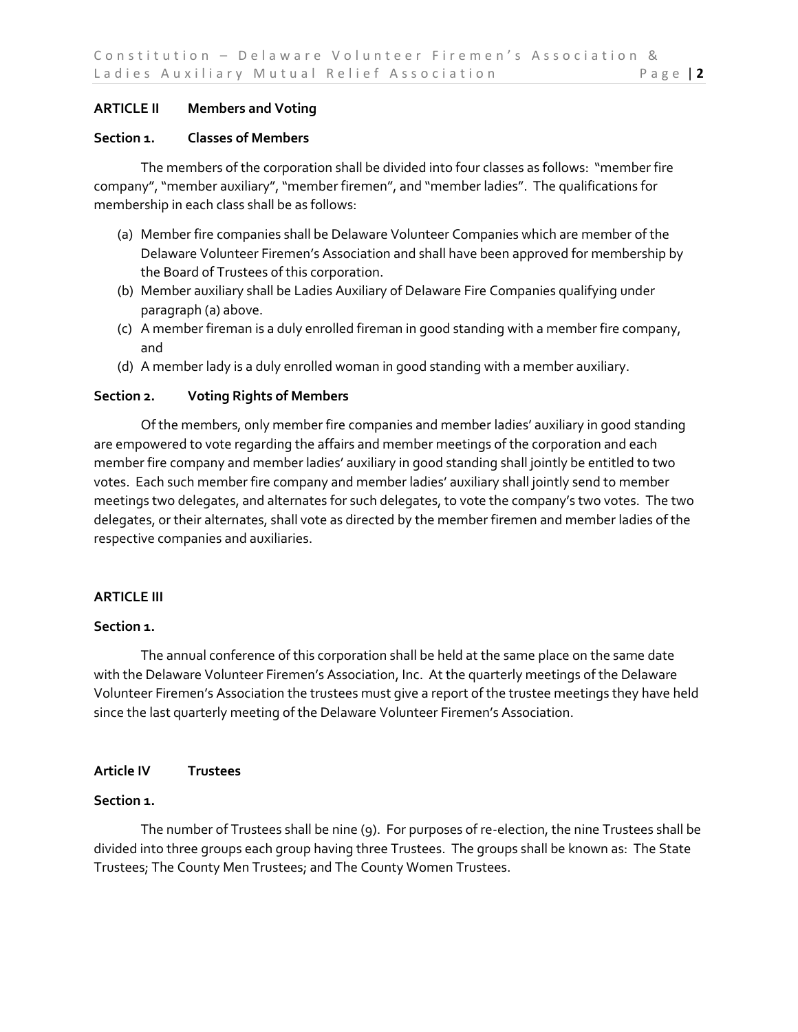## ARTICLE II Members and Voting

### Section 1. Classes of Members

The members of the corporation shall be divided into four classes as follows: "member fire company", "member auxiliary", "member firemen", and "member ladies". The qualifications for membership in each class shall be as follows:

(a) Member fire companies shall be Delaware Volunteer Companies which are member of the Delaware Volunteer Firemen's Association and shall have been approved for membership by the Board of Trustees of this corporation.
(b) Member auxiliary shall be Ladies Auxiliary of Delaware Fire Companies qualifying under paragraph (a) above.
(c) A member fireman is a duly enrolled fireman in good standing with a member fire company, and
(d) A member lady is a duly enrolled woman in good standing with a member auxiliary.

### Section 2. Voting Rights of Members

Of the members, only member fire companies and member ladies' auxiliary in good standing are empowered to vote regarding the affairs and member meetings of the corporation and each member fire company and member ladies' auxiliary in good standing shall jointly be entitled to two votes. Each such member fire company and member ladies' auxiliary shall jointly send to member meetings two delegates, and alternates for such delegates, to vote the company's two votes. The two delegates, or their alternates, shall vote as directed by the member firemen and member ladies of the respective companies and auxiliaries.

## ARTICLE III

### Section 1.

The annual conference of this corporation shall be held at the same place on the same date with the Delaware Volunteer Firemen's Association, Inc. At the quarterly meetings of the Delaware Volunteer Firemen's Association the trustees must give a report of the trustee meetings they have held since the last quarterly meeting of the Delaware Volunteer Firemen's Association.

## Article IV Trustees

### Section 1.

The number of Trustees shall be nine (9). For purposes of re-election, the nine Trustees shall be divided into three groups each group having three Trustees. The groups shall be known as: The State Trustees; The County Men Trustees; and The County Women Trustees.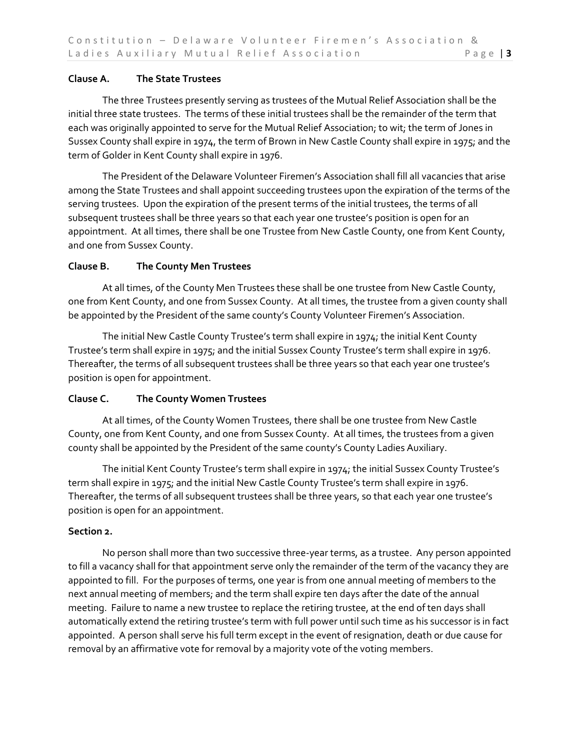### Clause A. The State Trustees

The three Trustees presently serving as trustees of the Mutual Relief Association shall be the initial three state trustees. The terms of these initial trustees shall be the remainder of the term that each was originally appointed to serve for the Mutual Relief Association; to wit; the term of Jones in Sussex County shall expire in 1974, the term of Brown in New Castle County shall expire in 1975; and the term of Golder in Kent County shall expire in 1976.

The President of the Delaware Volunteer Firemen's Association shall fill all vacancies that arise among the State Trustees and shall appoint succeeding trustees upon the expiration of the terms of the serving trustees. Upon the expiration of the present terms of the initial trustees, the terms of all subsequent trustees shall be three years so that each year one trustee's position is open for an appointment. At all times, there shall be one Trustee from New Castle County, one from Kent County, and one from Sussex County.

### Clause B. The County Men Trustees

At all times, of the County Men Trustees these shall be one trustee from New Castle County, one from Kent County, and one from Sussex County. At all times, the trustee from a given county shall be appointed by the President of the same county's County Volunteer Firemen's Association.

The initial New Castle County Trustee's term shall expire in 1974; the initial Kent County Trustee's term shall expire in 1975; and the initial Sussex County Trustee's term shall expire in 1976. Thereafter, the terms of all subsequent trustees shall be three years so that each year one trustee's position is open for appointment.

### Clause C. The County Women Trustees

At all times, of the County Women Trustees, there shall be one trustee from New Castle County, one from Kent County, and one from Sussex County. At all times, the trustees from a given county shall be appointed by the President of the same county's County Ladies Auxiliary.

The initial Kent County Trustee's term shall expire in 1974; the initial Sussex County Trustee's term shall expire in 1975; and the initial New Castle County Trustee's term shall expire in 1976. Thereafter, the terms of all subsequent trustees shall be three years, so that each year one trustee's position is open for an appointment.

### Section 2.

No person shall more than two successive three-year terms, as a trustee. Any person appointed to fill a vacancy shall for that appointment serve only the remainder of the term of the vacancy they are appointed to fill. For the purposes of terms, one year is from one annual meeting of members to the next annual meeting of members; and the term shall expire ten days after the date of the annual meeting. Failure to name a new trustee to replace the retiring trustee, at the end of ten days shall automatically extend the retiring trustee's term with full power until such time as his successor is in fact appointed. A person shall serve his full term except in the event of resignation, death or due cause for removal by an affirmative vote for removal by a majority vote of the voting members.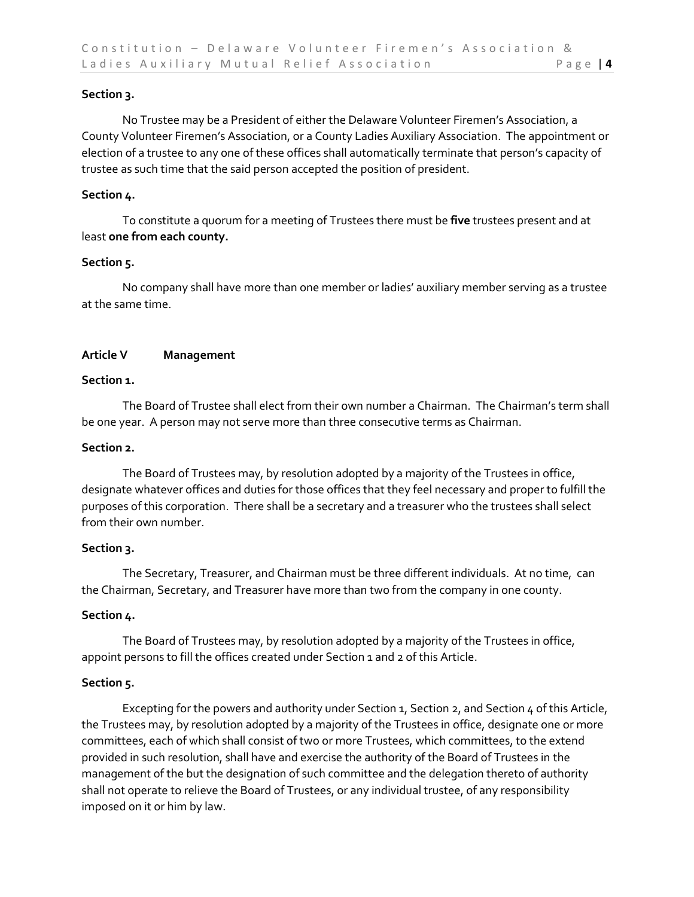**Section 3.**

No Trustee may be a President of either the Delaware Volunteer Firemen's Association, a County Volunteer Firemen's Association, or a County Ladies Auxiliary Association. The appointment or election of a trustee to any one of these offices shall automatically terminate that person's capacity of trustee as such time that the said person accepted the position of president.

**Section 4.**

To constitute a quorum for a meeting of Trustees there must be **five** trustees present and at least **one from each county.**

**Section 5.**

No company shall have more than one member or ladies' auxiliary member serving as a trustee at the same time.

## Article V Management

**Section 1.**

The Board of Trustee shall elect from their own number a Chairman. The Chairman's term shall be one year. A person may not serve more than three consecutive terms as Chairman.

**Section 2.**

The Board of Trustees may, by resolution adopted by a majority of the Trustees in office, designate whatever offices and duties for those offices that they feel necessary and proper to fulfill the purposes of this corporation. There shall be a secretary and a treasurer who the trustees shall select from their own number.

**Section 3.**

The Secretary, Treasurer, and Chairman must be three different individuals. At no time, can the Chairman, Secretary, and Treasurer have more than two from the company in one county.

**Section 4.**

The Board of Trustees may, by resolution adopted by a majority of the Trustees in office, appoint persons to fill the offices created under Section 1 and 2 of this Article.

**Section 5.**

Excepting for the powers and authority under Section 1, Section 2, and Section 4 of this Article, the Trustees may, by resolution adopted by a majority of the Trustees in office, designate one or more committees, each of which shall consist of two or more Trustees, which committees, to the extend provided in such resolution, shall have and exercise the authority of the Board of Trustees in the management of the but the designation of such committee and the delegation thereto of authority shall not operate to relieve the Board of Trustees, or any individual trustee, of any responsibility imposed on it or him by law.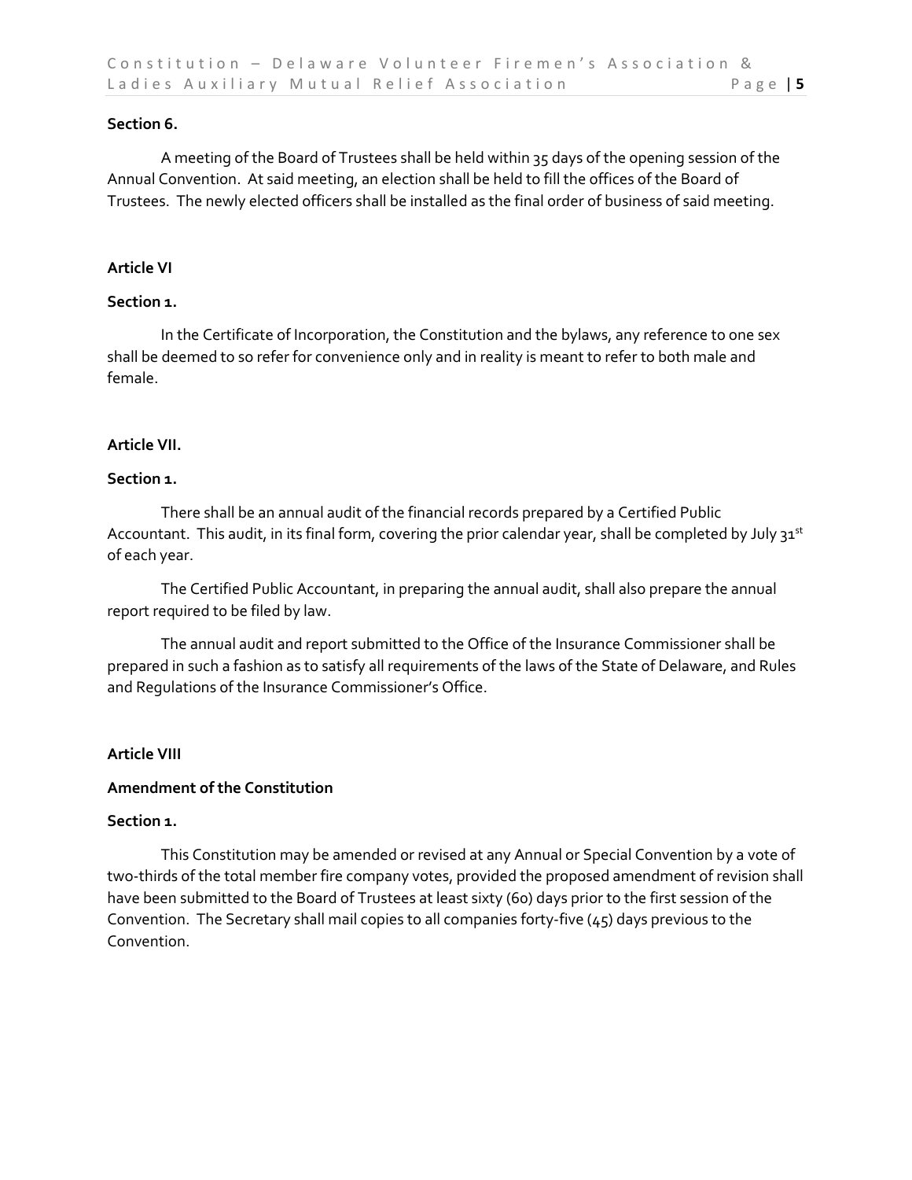**Section 6.**

A meeting of the Board of Trustees shall be held within 35 days of the opening session of the Annual Convention. At said meeting, an election shall be held to fill the offices of the Board of Trustees. The newly elected officers shall be installed as the final order of business of said meeting.

**Article VI**

**Section 1.**

In the Certificate of Incorporation, the Constitution and the bylaws, any reference to one sex shall be deemed to so refer for convenience only and in reality is meant to refer to both male and female.

**Article VII.**

**Section 1.**

There shall be an annual audit of the financial records prepared by a Certified Public Accountant. This audit, in its final form, covering the prior calendar year, shall be completed by July 31st of each year.

The Certified Public Accountant, in preparing the annual audit, shall also prepare the annual report required to be filed by law.

The annual audit and report submitted to the Office of the Insurance Commissioner shall be prepared in such a fashion as to satisfy all requirements of the laws of the State of Delaware, and Rules and Regulations of the Insurance Commissioner's Office.

**Article VIII**

**Amendment of the Constitution**

**Section 1.**

This Constitution may be amended or revised at any Annual or Special Convention by a vote of two-thirds of the total member fire company votes, provided the proposed amendment of revision shall have been submitted to the Board of Trustees at least sixty (60) days prior to the first session of the Convention. The Secretary shall mail copies to all companies forty-five (45) days previous to the Convention.